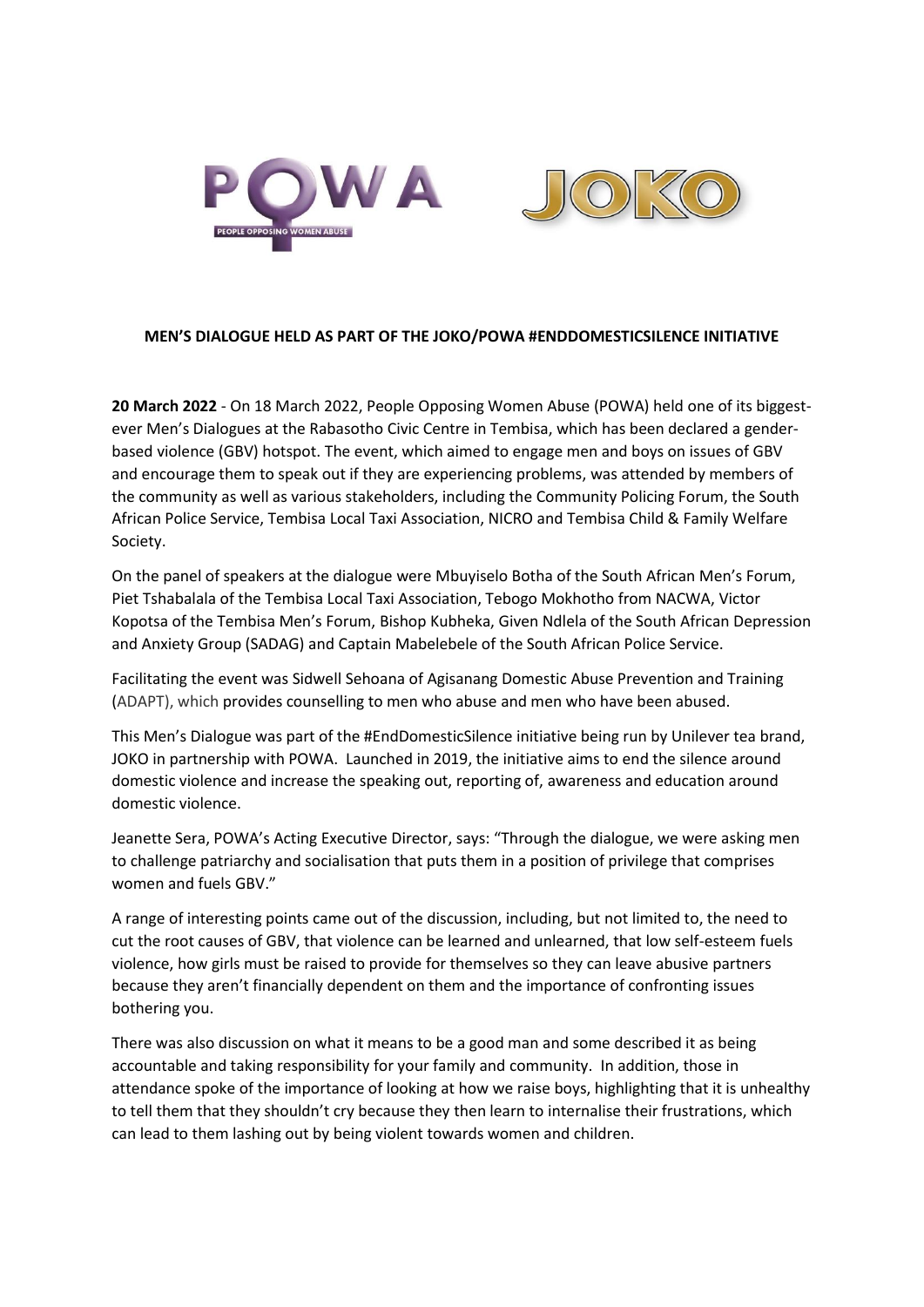**MEN'S DIALOGUE HELD AS PART OF THE JOKO/POWA #ENDDOMESTICSILENCE INITIATIVE**

**20 March 2022** - On 18 March 2022, People Opposing Women Abuse (POWA) held one of its biggest-ever Men's Dialogues at the Rabasotho Civic Centre in Tembisa, which has been declared a gender-based violence (GBV) hotspot. The event, which aimed to engage men and boys on issues of GBV and encourage them to speak out if they are experiencing problems, was attended by members of the community as well as various stakeholders, including the Community Policing Forum, the South African Police Service, Tembisa Local Taxi Association, NICRO and Tembisa Child & Family Welfare Society.

On the panel of speakers at the dialogue were Mbuyiselo Botha of the South African Men's Forum, Piet Tshabalala of the Tembisa Local Taxi Association, Tebogo Mokhotho from NACWA, Victor Kopotsa of the Tembisa Men's Forum, Bishop Kubheka, Given Ndlela of the South African Depression and Anxiety Group (SADAG) and Captain Mabelebele of the South African Police Service.

Facilitating the event was Sidwell Sehoana of Agisanang Domestic Abuse Prevention and Training (ADAPT), which provides counselling to men who abuse and men who have been abused.

This Men's Dialogue was part of the #EndDomesticSilence initiative being run by Unilever tea brand, JOKO in partnership with POWA. Launched in 2019, the initiative aims to end the silence around domestic violence and increase the speaking out, reporting of, awareness and education around domestic violence.

Jeanette Sera, POWA's Acting Executive Director, says: "Through the dialogue, we were asking men to challenge patriarchy and socialisation that puts them in a position of privilege that comprises women and fuels GBV."

A range of interesting points came out of the discussion, including, but not limited to, the need to cut the root causes of GBV, that violence can be learned and unlearned, that low self-esteem fuels violence, how girls must be raised to provide for themselves so they can leave abusive partners because they aren't financially dependent on them and the importance of confronting issues bothering you.

There was also discussion on what it means to be a good man and some described it as being accountable and taking responsibility for your family and community. In addition, those in attendance spoke of the importance of looking at how we raise boys, highlighting that it is unhealthy to tell them that they shouldn't cry because they then learn to internalise their frustrations, which can lead to them lashing out by being violent towards women and children.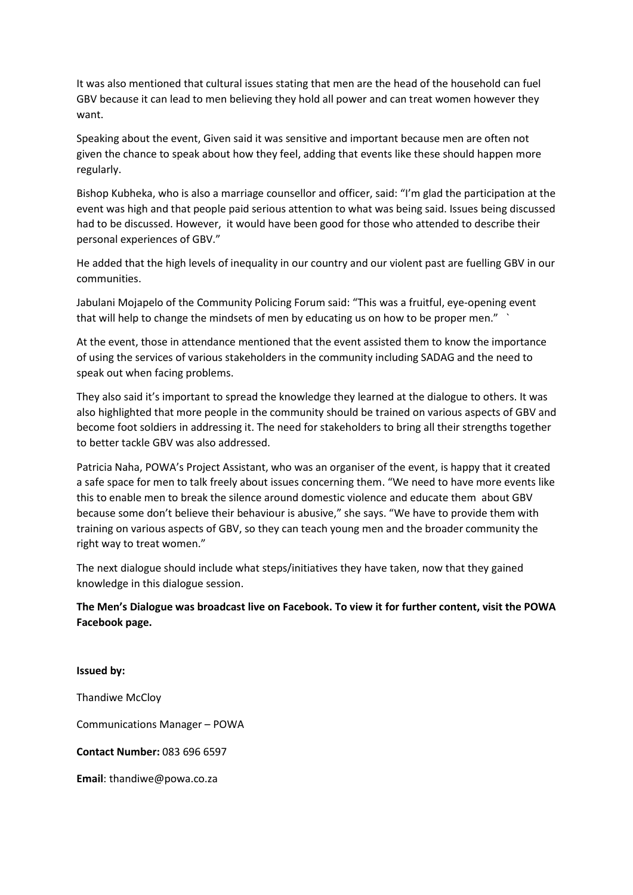It was also mentioned that cultural issues stating that men are the head of the household can fuel GBV because it can lead to men believing they hold all power and can treat women however they want.

Speaking about the event, Given said it was sensitive and important because men are often not given the chance to speak about how they feel, adding that events like these should happen more regularly.

Bishop Kubheka, who is also a marriage counsellor and officer, said: "I'm glad the participation at the event was high and that people paid serious attention to what was being said. Issues being discussed had to be discussed. However, it would have been good for those who attended to describe their personal experiences of GBV."

He added that the high levels of inequality in our country and our violent past are fuelling GBV in our communities.

Jabulani Mojapelo of the Community Policing Forum said: "This was a fruitful, eye-opening event that will help to change the mindsets of men by educating us on how to be proper men." `

At the event, those in attendance mentioned that the event assisted them to know the importance of using the services of various stakeholders in the community including SADAG and the need to speak out when facing problems.

They also said it's important to spread the knowledge they learned at the dialogue to others. It was also highlighted that more people in the community should be trained on various aspects of GBV and become foot soldiers in addressing it. The need for stakeholders to bring all their strengths together to better tackle GBV was also addressed.

Patricia Naha, POWA's Project Assistant, who was an organiser of the event, is happy that it created a safe space for men to talk freely about issues concerning them. "We need to have more events like this to enable men to break the silence around domestic violence and educate them about GBV because some don't believe their behaviour is abusive," she says. "We have to provide them with training on various aspects of GBV, so they can teach young men and the broader community the right way to treat women."

The next dialogue should include what steps/initiatives they have taken, now that they gained knowledge in this dialogue session.

**The Men's Dialogue was broadcast live on Facebook. To view it for further content, visit the POWA Facebook page.**

**Issued by:**

Thandiwe McCloy

Communications Manager – POWA

**Contact Number:** 083 696 6597

**Email**: thandiwe@powa.co.za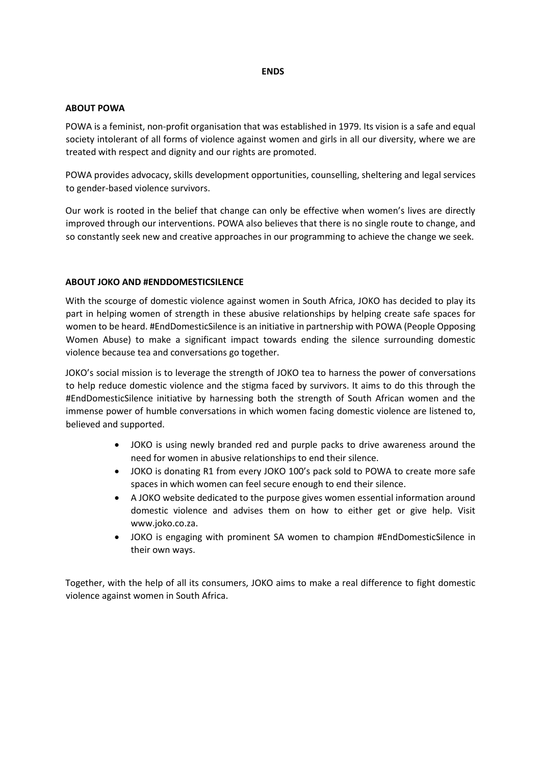**ENDS**

## ABOUT POWA

POWA is a feminist, non-profit organisation that was established in 1979. Its vision is a safe and equal society intolerant of all forms of violence against women and girls in all our diversity, where we are treated with respect and dignity and our rights are promoted.

POWA provides advocacy, skills development opportunities, counselling, sheltering and legal services to gender-based violence survivors.

Our work is rooted in the belief that change can only be effective when women's lives are directly improved through our interventions. POWA also believes that there is no single route to change, and so constantly seek new and creative approaches in our programming to achieve the change we seek.

## ABOUT JOKO AND #ENDDOMESTICSILENCE

With the scourge of domestic violence against women in South Africa, JOKO has decided to play its part in helping women of strength in these abusive relationships by helping create safe spaces for women to be heard. #EndDomesticSilence is an initiative in partnership with POWA (People Opposing Women Abuse) to make a significant impact towards ending the silence surrounding domestic violence because tea and conversations go together.

JOKO's social mission is to leverage the strength of JOKO tea to harness the power of conversations to help reduce domestic violence and the stigma faced by survivors. It aims to do this through the #EndDomesticSilence initiative by harnessing both the strength of South African women and the immense power of humble conversations in which women facing domestic violence are listened to, believed and supported.

- JOKO is using newly branded red and purple packs to drive awareness around the need for women in abusive relationships to end their silence.
- JOKO is donating R1 from every JOKO 100's pack sold to POWA to create more safe spaces in which women can feel secure enough to end their silence.
- A JOKO website dedicated to the purpose gives women essential information around domestic violence and advises them on how to either get or give help. Visit www.joko.co.za.
- JOKO is engaging with prominent SA women to champion #EndDomesticSilence in their own ways.

Together, with the help of all its consumers, JOKO aims to make a real difference to fight domestic violence against women in South Africa.